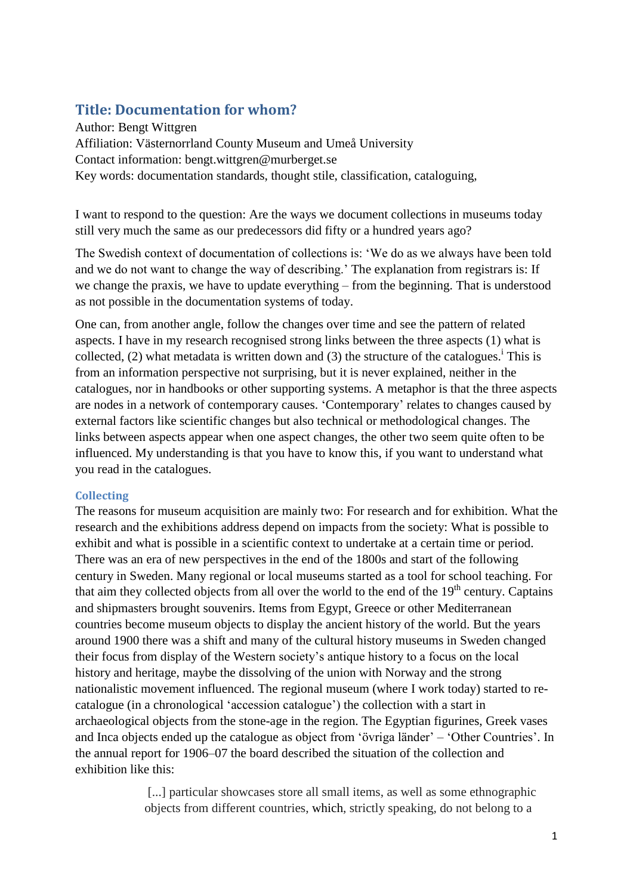# Title: Documentation for whom?

Author: Bengt Wittgren
Affiliation: Västernorrland County Museum and Umeå University
Contact information: bengt.wittgren@murberget.se
Key words: documentation standards, thought stile, classification, cataloguing,

I want to respond to the question: Are the ways we document collections in museums today still very much the same as our predecessors did fifty or a hundred years ago?

The Swedish context of documentation of collections is: 'We do as we always have been told and we do not want to change the way of describing.' The explanation from registrars is: If we change the praxis, we have to update everything – from the beginning. That is understood as not possible in the documentation systems of today.

One can, from another angle, follow the changes over time and see the pattern of related aspects. I have in my research recognised strong links between the three aspects (1) what is collected, (2) what metadata is written down and (3) the structure of the catalogues.[i] This is from an information perspective not surprising, but it is never explained, neither in the catalogues, nor in handbooks or other supporting systems. A metaphor is that the three aspects are nodes in a network of contemporary causes. 'Contemporary' relates to changes caused by external factors like scientific changes but also technical or methodological changes. The links between aspects appear when one aspect changes, the other two seem quite often to be influenced. My understanding is that you have to know this, if you want to understand what you read in the catalogues.

## Collecting

The reasons for museum acquisition are mainly two: For research and for exhibition. What the research and the exhibitions address depend on impacts from the society: What is possible to exhibit and what is possible in a scientific context to undertake at a certain time or period. There was an era of new perspectives in the end of the 1800s and start of the following century in Sweden. Many regional or local museums started as a tool for school teaching. For that aim they collected objects from all over the world to the end of the 19th century. Captains and shipmasters brought souvenirs. Items from Egypt, Greece or other Mediterranean countries become museum objects to display the ancient history of the world. But the years around 1900 there was a shift and many of the cultural history museums in Sweden changed their focus from display of the Western society's antique history to a focus on the local history and heritage, maybe the dissolving of the union with Norway and the strong nationalistic movement influenced. The regional museum (where I work today) started to re-catalogue (in a chronological 'accession catalogue') the collection with a start in archaeological objects from the stone-age in the region. The Egyptian figurines, Greek vases and Inca objects ended up the catalogue as object from 'övriga länder' – 'Other Countries'. In the annual report for 1906–07 the board described the situation of the collection and exhibition like this:

> [...] particular showcases store all small items, as well as some ethnographic objects from different countries, which, strictly speaking, do not belong to a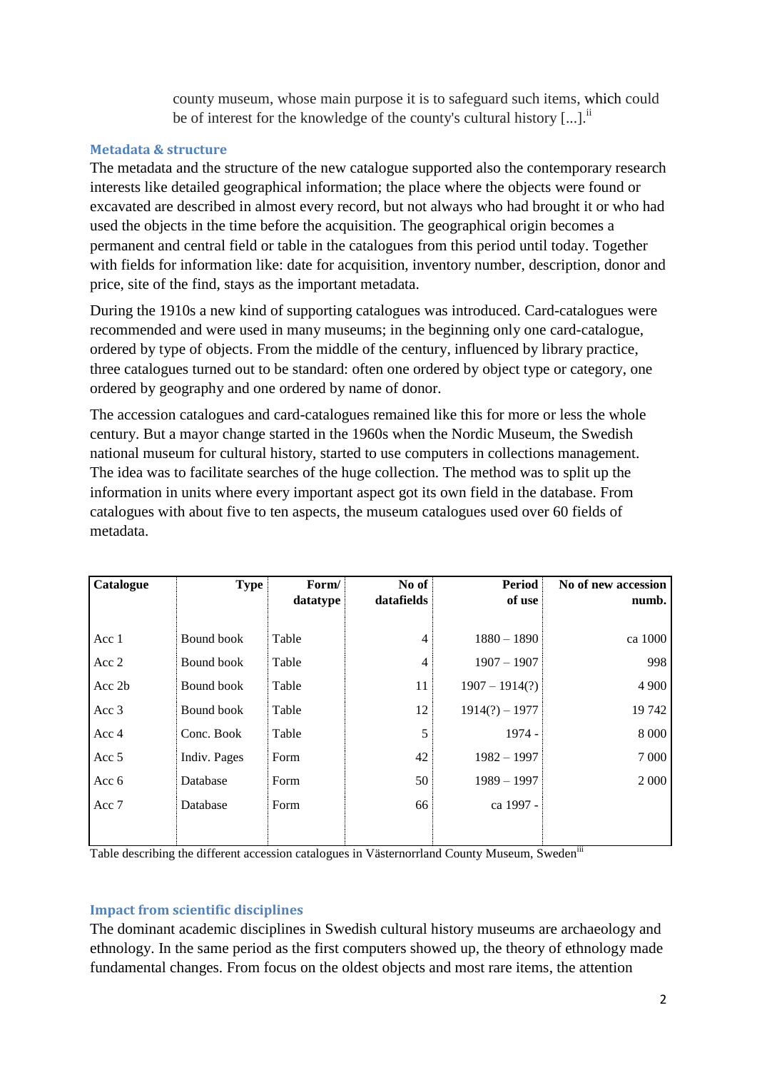> county museum, whose main purpose it is to safeguard such items, which could be of interest for the knowledge of the county's cultural history [...].[ii]

### Metadata & structure

The metadata and the structure of the new catalogue supported also the contemporary research interests like detailed geographical information; the place where the objects were found or excavated are described in almost every record, but not always who had brought it or who had used the objects in the time before the acquisition. The geographical origin becomes a permanent and central field or table in the catalogues from this period until today. Together with fields for information like: date for acquisition, inventory number, description, donor and price, site of the find, stays as the important metadata.

During the 1910s a new kind of supporting catalogues was introduced. Card-catalogues were recommended and were used in many museums; in the beginning only one card-catalogue, ordered by type of objects. From the middle of the century, influenced by library practice, three catalogues turned out to be standard: often one ordered by object type or category, one ordered by geography and one ordered by name of donor.

The accession catalogues and card-catalogues remained like this for more or less the whole century. But a mayor change started in the 1960s when the Nordic Museum, the Swedish national museum for cultural history, started to use computers in collections management. The idea was to facilitate searches of the huge collection. The method was to split up the information in units where every important aspect got its own field in the database. From catalogues with about five to ten aspects, the museum catalogues used over 60 fields of metadata.

| Catalogue | Type | Form/ datatype | No of datafields | Period of use | No of new accession numb. |
|---|---|---|---|---|---|
| Acc 1 | Bound book | Table | 4 | 1880 – 1890 | ca 1000 |
| Acc 2 | Bound book | Table | 4 | 1907 – 1907 | 998 |
| Acc 2b | Bound book | Table | 11 | 1907 – 1914(?) | 4 900 |
| Acc 3 | Bound book | Table | 12 | 1914(?) – 1977 | 19 742 |
| Acc 4 | Conc. Book | Table | 5 | 1974 - | 8 000 |
| Acc 5 | Indiv. Pages | Form | 42 | 1982 – 1997 | 7 000 |
| Acc 6 | Database | Form | 50 | 1989 – 1997 | 2 000 |
| Acc 7 | Database | Form | 66 | ca 1997 - | |

Table describing the different accession catalogues in Västernorrland County Museum, Sweden[iii]

### Impact from scientific disciplines

The dominant academic disciplines in Swedish cultural history museums are archaeology and ethnology. In the same period as the first computers showed up, the theory of ethnology made fundamental changes. From focus on the oldest objects and most rare items, the attention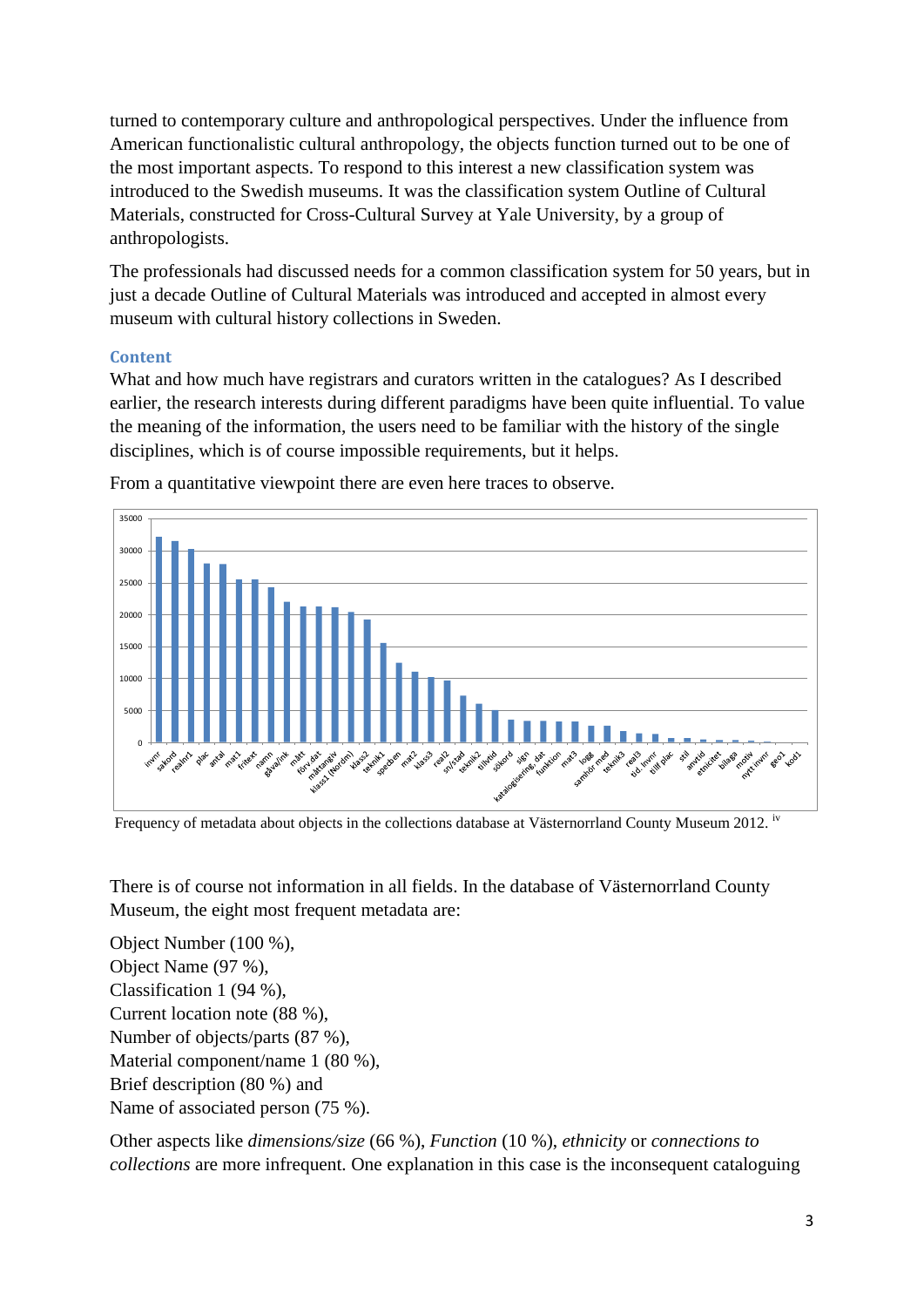turned to contemporary culture and anthropological perspectives. Under the influence from American functionalistic cultural anthropology, the objects function turned out to be one of the most important aspects. To respond to this interest a new classification system was introduced to the Swedish museums. It was the classification system Outline of Cultural Materials, constructed for Cross-Cultural Survey at Yale University, by a group of anthropologists.

The professionals had discussed needs for a common classification system for 50 years, but in just a decade Outline of Cultural Materials was introduced and accepted in almost every museum with cultural history collections in Sweden.

### Content

What and how much have registrars and curators written in the catalogues? As I described earlier, the research interests during different paradigms have been quite influential. To value the meaning of the information, the users need to be familiar with the history of the single disciplines, which is of course impossible requirements, but it helps.

From a quantitative viewpoint there are even here traces to observe.

Frequency of metadata about objects in the collections database at Västernorrland County Museum 2012. [iv]

There is of course not information in all fields. In the database of Västernorrland County Museum, the eight most frequent metadata are:

Object Number (100 %),
Object Name (97 %),
Classification 1 (94 %),
Current location note (88 %),
Number of objects/parts (87 %),
Material component/name 1 (80 %),
Brief description (80 %) and
Name of associated person (75 %).

Other aspects like *dimensions/size* (66 %), *Function* (10 %), *ethnicity* or *connections to collections* are more infrequent. One explanation in this case is the inconsequent cataloguing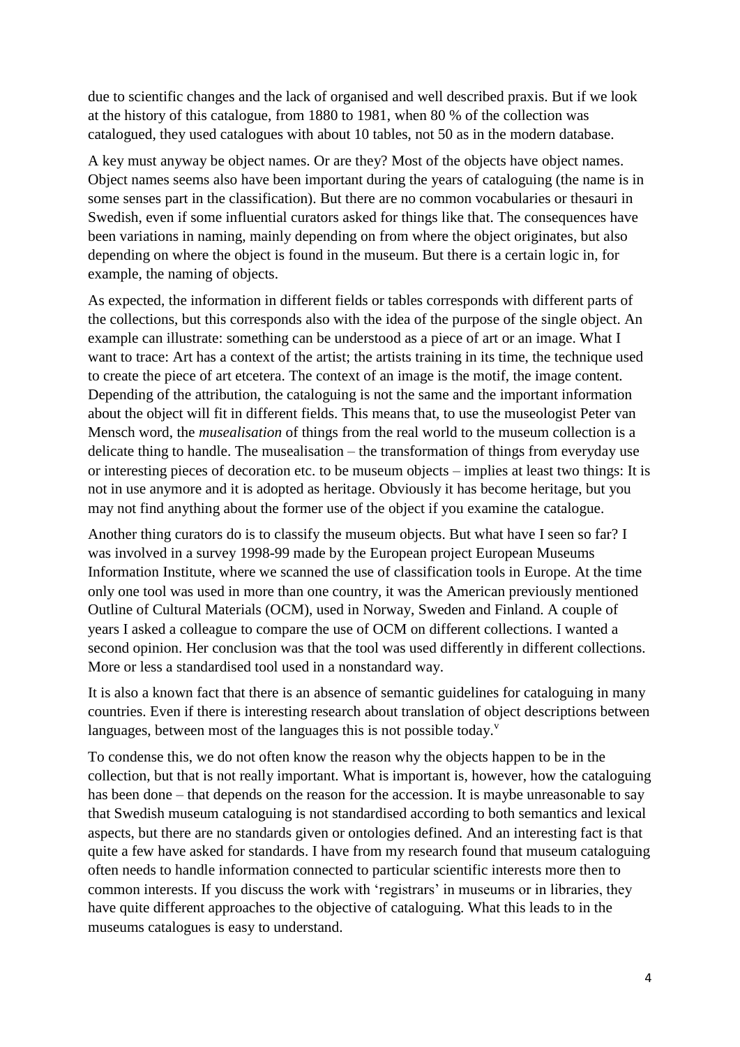due to scientific changes and the lack of organised and well described praxis. But if we look at the history of this catalogue, from 1880 to 1981, when 80 % of the collection was catalogued, they used catalogues with about 10 tables, not 50 as in the modern database.

A key must anyway be object names. Or are they? Most of the objects have object names. Object names seems also have been important during the years of cataloguing (the name is in some senses part in the classification). But there are no common vocabularies or thesauri in Swedish, even if some influential curators asked for things like that. The consequences have been variations in naming, mainly depending on from where the object originates, but also depending on where the object is found in the museum. But there is a certain logic in, for example, the naming of objects.

As expected, the information in different fields or tables corresponds with different parts of the collections, but this corresponds also with the idea of the purpose of the single object. An example can illustrate: something can be understood as a piece of art or an image. What I want to trace: Art has a context of the artist; the artists training in its time, the technique used to create the piece of art etcetera. The context of an image is the motif, the image content. Depending of the attribution, the cataloguing is not the same and the important information about the object will fit in different fields. This means that, to use the museologist Peter van Mensch word, the *musealisation* of things from the real world to the museum collection is a delicate thing to handle. The musealisation – the transformation of things from everyday use or interesting pieces of decoration etc. to be museum objects – implies at least two things: It is not in use anymore and it is adopted as heritage. Obviously it has become heritage, but you may not find anything about the former use of the object if you examine the catalogue.

Another thing curators do is to classify the museum objects. But what have I seen so far? I was involved in a survey 1998-99 made by the European project European Museums Information Institute, where we scanned the use of classification tools in Europe. At the time only one tool was used in more than one country, it was the American previously mentioned Outline of Cultural Materials (OCM), used in Norway, Sweden and Finland. A couple of years I asked a colleague to compare the use of OCM on different collections. I wanted a second opinion. Her conclusion was that the tool was used differently in different collections. More or less a standardised tool used in a nonstandard way.

It is also a known fact that there is an absence of semantic guidelines for cataloguing in many countries. Even if there is interesting research about translation of object descriptions between languages, between most of the languages this is not possible today.[v]

To condense this, we do not often know the reason why the objects happen to be in the collection, but that is not really important. What is important is, however, how the cataloguing has been done – that depends on the reason for the accession. It is maybe unreasonable to say that Swedish museum cataloguing is not standardised according to both semantics and lexical aspects, but there are no standards given or ontologies defined. And an interesting fact is that quite a few have asked for standards. I have from my research found that museum cataloguing often needs to handle information connected to particular scientific interests more then to common interests. If you discuss the work with 'registrars' in museums or in libraries, they have quite different approaches to the objective of cataloguing. What this leads to in the museums catalogues is easy to understand.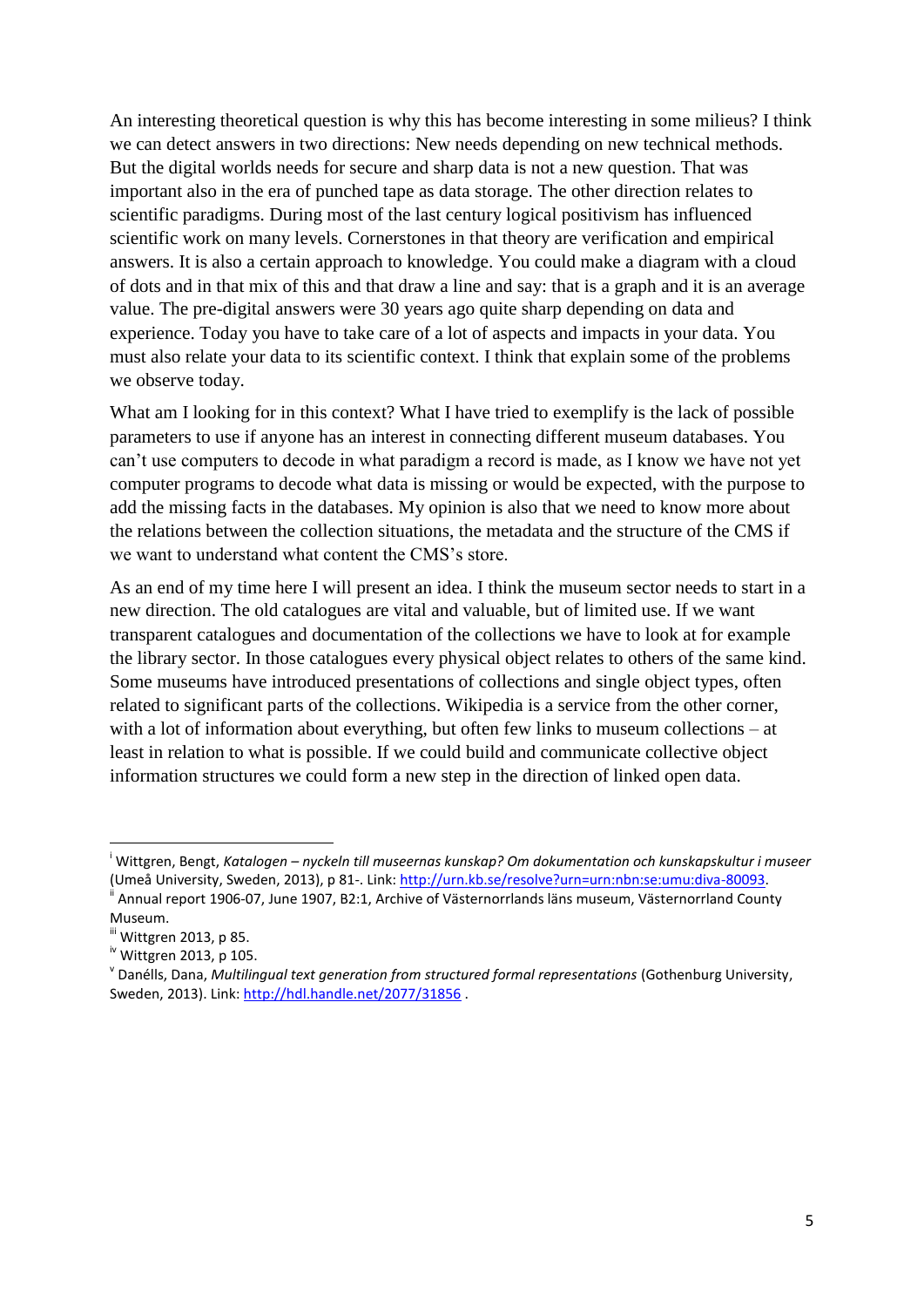An interesting theoretical question is why this has become interesting in some milieus? I think we can detect answers in two directions: New needs depending on new technical methods. But the digital worlds needs for secure and sharp data is not a new question. That was important also in the era of punched tape as data storage. The other direction relates to scientific paradigms. During most of the last century logical positivism has influenced scientific work on many levels. Cornerstones in that theory are verification and empirical answers. It is also a certain approach to knowledge. You could make a diagram with a cloud of dots and in that mix of this and that draw a line and say: that is a graph and it is an average value. The pre-digital answers were 30 years ago quite sharp depending on data and experience. Today you have to take care of a lot of aspects and impacts in your data. You must also relate your data to its scientific context. I think that explain some of the problems we observe today.

What am I looking for in this context? What I have tried to exemplify is the lack of possible parameters to use if anyone has an interest in connecting different museum databases. You can't use computers to decode in what paradigm a record is made, as I know we have not yet computer programs to decode what data is missing or would be expected, with the purpose to add the missing facts in the databases. My opinion is also that we need to know more about the relations between the collection situations, the metadata and the structure of the CMS if we want to understand what content the CMS's store.

As an end of my time here I will present an idea. I think the museum sector needs to start in a new direction. The old catalogues are vital and valuable, but of limited use. If we want transparent catalogues and documentation of the collections we have to look at for example the library sector. In those catalogues every physical object relates to others of the same kind. Some museums have introduced presentations of collections and single object types, often related to significant parts of the collections. Wikipedia is a service from the other corner, with a lot of information about everything, but often few links to museum collections – at least in relation to what is possible. If we could build and communicate collective object information structures we could form a new step in the direction of linked open data.

---

[i] Wittgren, Bengt, *Katalogen – nyckeln till museernas kunskap? Om dokumentation och kunskapskultur i museer* (Umeå University, Sweden, 2013), p 81-. Link: http://urn.kb.se/resolve?urn=urn:nbn:se:umu:diva-80093.

[ii] Annual report 1906-07, June 1907, B2:1, Archive of Västernorrlands läns museum, Västernorrland County Museum.

[iii] Wittgren 2013, p 85.

[iv] Wittgren 2013, p 105.

[v] Danélls, Dana, *Multilingual text generation from structured formal representations* (Gothenburg University, Sweden, 2013). Link: http://hdl.handle.net/2077/31856 .